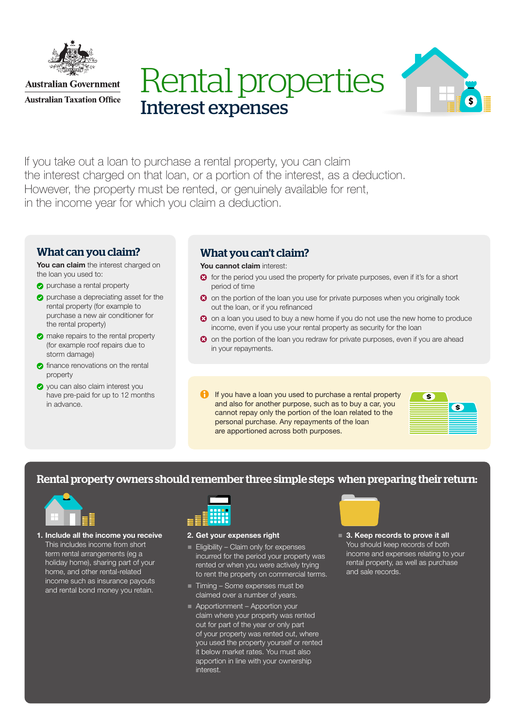Australian Government

Australian Taxation Office

# Rental properties

## Interest expenses

If you take out a loan to purchase a rental property, you can claim the interest charged on that loan, or a portion of the interest, as a deduction. However, the property must be rented, or genuinely available for rent, in the income year for which you claim a deduction.

### What can you claim?

**You can claim** the interest charged on the loan you used to:

- purchase a rental property
- purchase a depreciating asset for the rental property (for example to purchase a new air conditioner for the rental property)
- make repairs to the rental property (for example roof repairs due to storm damage)
- finance renovations on the rental property
- you can also claim interest you have pre-paid for up to 12 months in advance.

### What you can't claim?

**You cannot claim** interest:

- for the period you used the property for private purposes, even if it's for a short period of time
- on the portion of the loan you use for private purposes when you originally took out the loan, or if you refinanced
- on a loan you used to buy a new home if you do not use the new home to produce income, even if you use your rental property as security for the loan
- on the portion of the loan you redraw for private purposes, even if you are ahead in your repayments.

If you have a loan you used to purchase a rental property and also for another purpose, such as to buy a car, you cannot repay only the portion of the loan related to the personal purchase. Any repayments of the loan are apportioned across both purposes.

### Rental property owners should remember three simple steps when preparing their return:

**1. Include all the income you receive**

This includes income from short term rental arrangements (eg a holiday home), sharing part of your home, and other rental-related income such as insurance payouts and rental bond money you retain.

**2. Get your expenses right**

- Eligibility – Claim only for expenses incurred for the period your property was rented or when you were actively trying to rent the property on commercial terms.
- Timing – Some expenses must be claimed over a number of years.
- Apportionment – Apportion your claim where your property was rented out for part of the year or only part of your property was rented out, where you used the property yourself or rented it below market rates. You must also apportion in line with your ownership interest.

**3. Keep records to prove it all**

You should keep records of both income and expenses relating to your rental property, as well as purchase and sale records.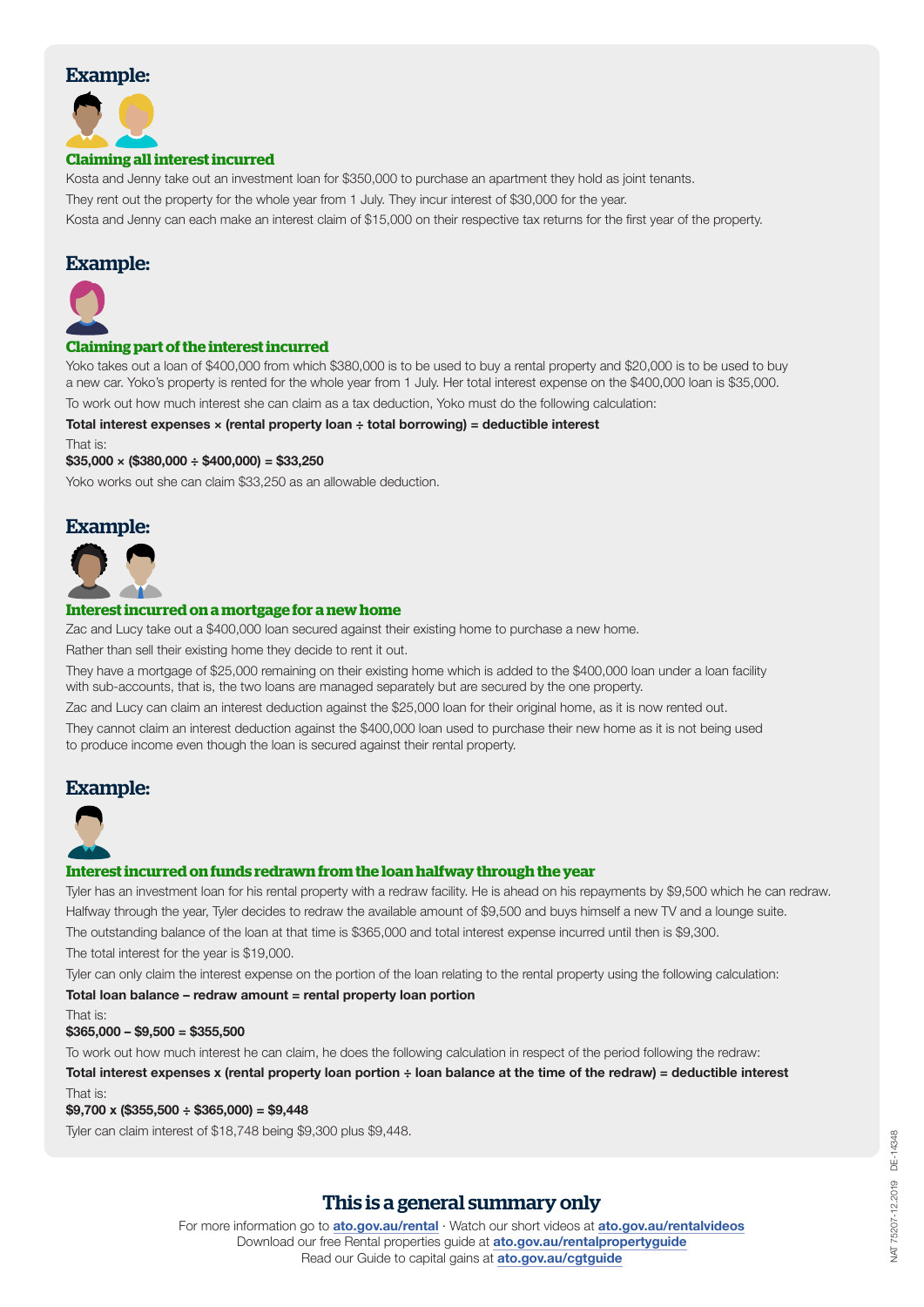## Example:

### Claiming all interest incurred

Kosta and Jenny take out an investment loan for $350,000 to purchase an apartment they hold as joint tenants.

They rent out the property for the whole year from 1 July. They incur interest of $30,000 for the year.

Kosta and Jenny can each make an interest claim of $15,000 on their respective tax returns for the first year of the property.

## Example:

### Claiming part of the interest incurred

Yoko takes out a loan of $400,000 from which $380,000 is to be used to buy a rental property and $20,000 is to be used to buy a new car. Yoko's property is rented for the whole year from 1 July. Her total interest expense on the $400,000 loan is $35,000.

To work out how much interest she can claim as a tax deduction, Yoko must do the following calculation:

**Total interest expenses × (rental property loan ÷ total borrowing) = deductible interest**

That is:

**$35,000 × ($380,000 ÷ $400,000) = $33,250**

Yoko works out she can claim $33,250 as an allowable deduction.

## Example:

### Interest incurred on a mortgage for a new home

Zac and Lucy take out a $400,000 loan secured against their existing home to purchase a new home.

Rather than sell their existing home they decide to rent it out.

They have a mortgage of $25,000 remaining on their existing home which is added to the $400,000 loan under a loan facility with sub-accounts, that is, the two loans are managed separately but are secured by the one property.

Zac and Lucy can claim an interest deduction against the $25,000 loan for their original home, as it is now rented out.

They cannot claim an interest deduction against the $400,000 loan used to purchase their new home as it is not being used to produce income even though the loan is secured against their rental property.

## Example:

### Interest incurred on funds redrawn from the loan halfway through the year

Tyler has an investment loan for his rental property with a redraw facility. He is ahead on his repayments by $9,500 which he can redraw.

Halfway through the year, Tyler decides to redraw the available amount of $9,500 and buys himself a new TV and a lounge suite.

The outstanding balance of the loan at that time is $365,000 and total interest expense incurred until then is $9,300.

The total interest for the year is $19,000.

Tyler can only claim the interest expense on the portion of the loan relating to the rental property using the following calculation:

**Total loan balance – redraw amount = rental property loan portion**

That is:

**$365,000 – $9,500 = $355,500**

To work out how much interest he can claim, he does the following calculation in respect of the period following the redraw:

**Total interest expenses x (rental property loan portion ÷ loan balance at the time of the redraw) = deductible interest**

That is:

**$9,700 x ($355,500 ÷ $365,000) = $9,448**

Tyler can claim interest of $18,748 being $9,300 plus $9,448.

## This is a general summary only

For more information go to **ato.gov.au/rental** · Watch our short videos at **ato.gov.au/rentalvideos**
Download our free Rental properties guide at **ato.gov.au/rentalpropertyguide**
Read our Guide to capital gains at **ato.gov.au/cgtguide**

NAT 75207-12.2019 DE-14348